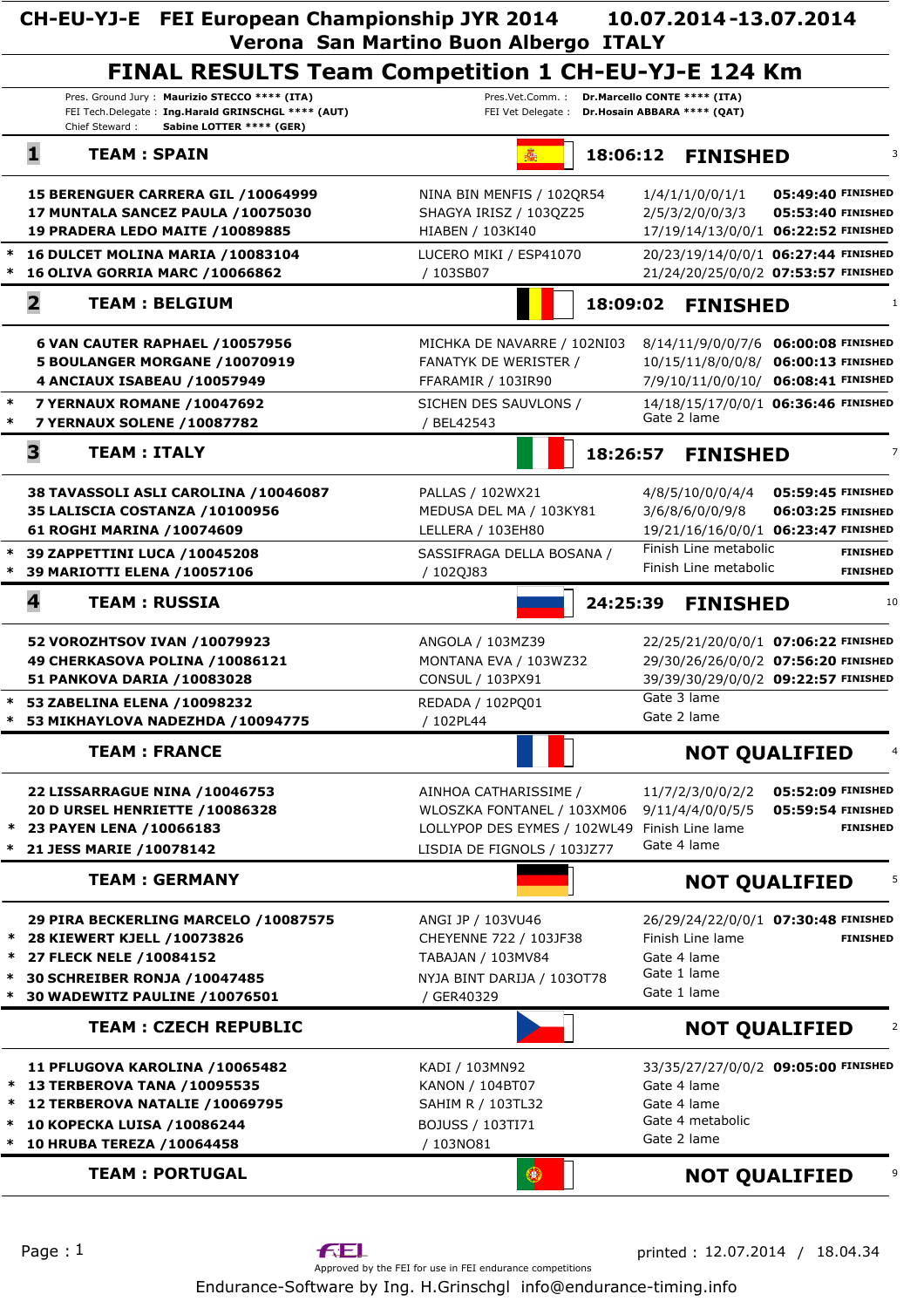# CH-EU-YJ-E FEI European Championship JYR 2014 — 10.07.2014 - 13.07.2014

## Verona San Martino Buon Albergo ITALY

## FINAL RESULTS Team Competition 1 CH-EU-YJ-E 124 Km

Pres. Ground Jury : **Maurizio STECCO **** (ITA)**
FEI Tech.Delegate : **Ing.Harald GRINSCHGL **** (AUT)**
Chief Steward : **Sabine LOTTER **** (GER)**

Pres.Vet.Comm. : **Dr.Marcello CONTE **** (ITA)**
FEI Vet Delegate : **Dr.Hosain ABBARA **** (QAT)**

### 1 TEAM : SPAIN — 18:06:12 FINISHED — 3

| | Rider | Horse | Placings | Time | Status |
|---|---|---|---|---|---|
| | 15 BERENGUER CARRERA GIL /10064999 | NINA BIN MENFIS / 102QR54 | 1/4/1/1/0/0/1/1 | 05:49:40 | FINISHED |
| | 17 MUNTALA SANCEZ PAULA /10075030 | SHAGYA IRISZ / 103QZ25 | 2/5/3/2/0/0/3/3 | 05:53:40 | FINISHED |
| | 19 PRADERA LEDO MAITE /10089885 | HIABEN / 103KI40 | 17/19/14/13/0/0/1 | 06:22:52 | FINISHED |
| * | 16 DULCET MOLINA MARIA /10083104 | LUCERO MIKI / ESP41070 | 20/23/19/14/0/0/1 | 06:27:44 | FINISHED |
| * | 16 OLIVA GORRIA MARC /10066862 | / 103SB07 | 21/24/20/25/0/0/2 | 07:53:57 | FINISHED |

### 2 TEAM : BELGIUM — 18:09:02 FINISHED — 1

| | Rider | Horse | Placings | Time | Status |
|---|---|---|---|---|---|
| | 6 VAN CAUTER RAPHAEL /10057956 | MICHKA DE NAVARRE / 102NI03 | 8/14/11/9/0/0/7/6 | 06:00:08 | FINISHED |
| | 5 BOULANGER MORGANE /10070919 | FANATYK DE WERISTER / | 10/15/11/8/0/0/8/ | 06:00:13 | FINISHED |
| | 4 ANCIAUX ISABEAU /10057949 | FFARAMIR / 103IR90 | 7/9/10/11/0/0/10/ | 06:08:41 | FINISHED |
| * | 7 YERNAUX ROMANE /10047692 | SICHEN DES SAUVLONS / | 14/18/15/17/0/0/1 | 06:36:46 | FINISHED |
| * | 7 YERNAUX SOLENE /10087782 | / BEL42543 | Gate 2 lame | | |

### 3 TEAM : ITALY — 18:26:57 FINISHED — 7

| | Rider | Horse | Placings | Time | Status |
|---|---|---|---|---|---|
| | 38 TAVASSOLI ASLI CAROLINA /10046087 | PALLAS / 102WX21 | 4/8/5/10/0/0/4/4 | 05:59:45 | FINISHED |
| | 35 LALISCIA COSTANZA /10100956 | MEDUSA DEL MA / 103KY81 | 3/6/8/6/0/0/9/8 | 06:03:25 | FINISHED |
| | 61 ROGHI MARINA /10074609 | LELLERA / 103EH80 | 19/21/16/16/0/0/1 | 06:23:47 | FINISHED |
| * | 39 ZAPPETTINI LUCA /10045208 | SASSIFRAGA DELLA BOSANA / | Finish Line metabolic | | FINISHED |
| * | 39 MARIOTTI ELENA /10057106 | / 102QJ83 | Finish Line metabolic | | FINISHED |

### 4 TEAM : RUSSIA — 24:25:39 FINISHED — 10

| | Rider | Horse | Placings | Time | Status |
|---|---|---|---|---|---|
| | 52 VOROZHTSOV IVAN /10079923 | ANGOLA / 103MZ39 | 22/25/21/20/0/0/1 | 07:06:22 | FINISHED |
| | 49 CHERKASOVA POLINA /10086121 | MONTANA EVA / 103WZ32 | 29/30/26/26/0/0/2 | 07:56:20 | FINISHED |
| | 51 PANKOVA DARIA /10083028 | CONSUL / 103PX91 | 39/39/30/29/0/0/2 | 09:22:57 | FINISHED |
| * | 53 ZABELINA ELENA /10098232 | REDADA / 102PQ01 | Gate 3 lame | | |
| * | 53 MIKHAYLOVA NADEZHDA /10094775 | / 102PL44 | Gate 2 lame | | |

### TEAM : FRANCE — NOT QUALIFIED — 4

| | Rider | Horse | Placings | Time | Status |
|---|---|---|---|---|---|
| | 22 LISSARRAGUE NINA /10046753 | AINHOA CATHARISSIME / | 11/7/2/3/0/0/2/2 | 05:52:09 | FINISHED |
| | 20 D URSEL HENRIETTE /10086328 | WLOSZKA FONTANEL / 103XM06 | 9/11/4/4/0/0/5/5 | 05:59:54 | FINISHED |
| * | 23 PAYEN LENA /10066183 | LOLLYPOP DES EYMES / 102WL49 | Finish Line lame | | FINISHED |
| * | 21 JESS MARIE /10078142 | LISDIA DE FIGNOLS / 103JZ77 | Gate 4 lame | | |

### TEAM : GERMANY — NOT QUALIFIED — 5

| | Rider | Horse | Placings | Time | Status |
|---|---|---|---|---|---|
| | 29 PIRA BECKERLING MARCELO /10087575 | ANGI JP / 103VU46 | 26/29/24/22/0/0/1 | 07:30:48 | FINISHED |
| * | 28 KIEWERT KJELL /10073826 | CHEYENNE 722 / 103JF38 | Finish Line lame | | FINISHED |
| * | 27 FLECK NELE /10084152 | TABAJAN / 103MV84 | Gate 4 lame | | |
| * | 30 SCHREIBER RONJA /10047485 | NYJA BINT DARIJA / 103OT78 | Gate 1 lame | | |
| * | 30 WADEWITZ PAULINE /10076501 | / GER40329 | Gate 1 lame | | |

### TEAM : CZECH REPUBLIC — NOT QUALIFIED — 2

| | Rider | Horse | Placings | Time | Status |
|---|---|---|---|---|---|
| | 11 PFLUGOVA KAROLINA /10065482 | KADI / 103MN92 | 33/35/27/27/0/0/2 | 09:05:00 | FINISHED |
| * | 13 TERBEROVA TANA /10095535 | KANON / 104BT07 | Gate 4 lame | | |
| * | 12 TERBEROVA NATALIE /10069795 | SAHIM R / 103TL32 | Gate 4 lame | | |
| * | 10 KOPECKA LUISA /10086244 | BOJUSS / 103TI71 | Gate 4 metabolic | | |
| * | 10 HRUBA TEREZA /10064458 | / 103NO81 | Gate 2 lame | | |

### TEAM : PORTUGAL — NOT QUALIFIED — 9

printed : 12.07.2014 / 18.04.34

Approved by the FEI for use in FEI endurance competitions

Endurance-Software by Ing. H.Grinschgl info@endurance-timing.info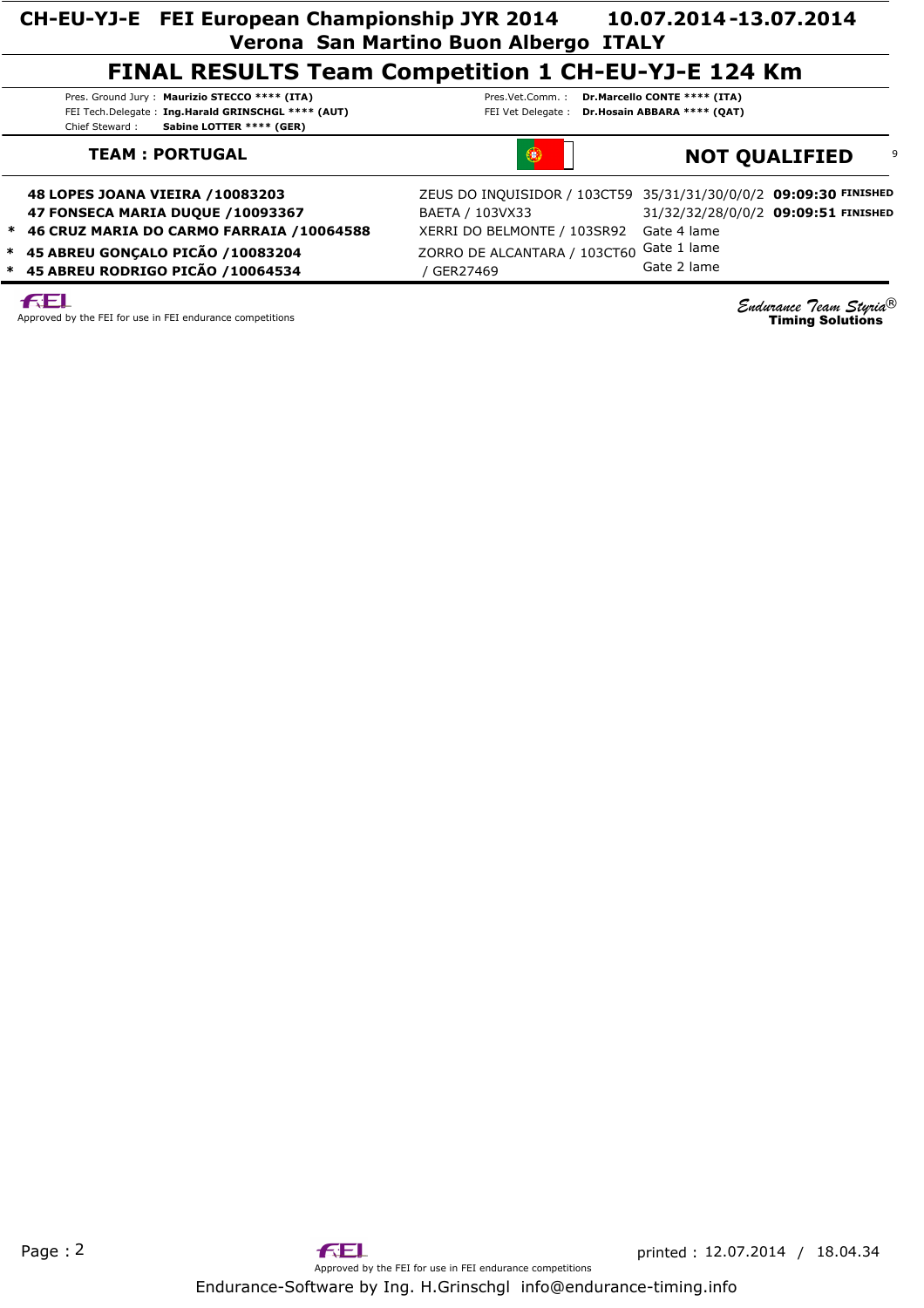**CH-EU-YJ-E FEI European Championship JYR 2014 10.07.2014 -13.07.2014**
**Verona San Martino Buon Albergo ITALY**

# FINAL RESULTS Team Competition 1 CH-EU-YJ-E 124 Km

Pres. Ground Jury : **Maurizio STECCO **** (ITA)**
FEI Tech.Delegate : **Ing.Harald GRINSCHGL **** (AUT)**
Chief Steward : **Sabine LOTTER **** (GER)**

Pres.Vet.Comm. : **Dr.Marcello CONTE **** (ITA)**
FEI Vet Delegate : **Dr.Hosain ABBARA **** (QAT)**

## TEAM : PORTUGAL — NOT QUALIFIED 9

| | | | | | |
|---|---|---|---|---|---|
| | **48 LOPES JOANA VIEIRA /10083203** | ZEUS DO INQUISIDOR / 103CT59 | 35/31/31/30/0/0/2 | **09:09:30** | **FINISHED** |
| | **47 FONSECA MARIA DUQUE /10093367** | BAETA / 103VX33 | 31/32/32/28/0/0/2 | **09:09:51** | **FINISHED** |
| * | **46 CRUZ MARIA DO CARMO FARRAIA /10064588** | XERRI DO BELMONTE / 103SR92 | Gate 4 lame | | |
| * | **45 ABREU GONÇALO PICÃO /10083204** | ZORRO DE ALCANTARA / 103CT60 | Gate 1 lame | | |
| * | **45 ABREU RODRIGO PICÃO /10064534** | / GER27469 | Gate 2 lame | | |

FEI — Approved by the FEI for use in FEI endurance competitions

*Endurance Team Styria®* **Timing Solutions**

printed : 12.07.2014 / 18.04.34

Endurance-Software by Ing. H.Grinschgl info@endurance-timing.info